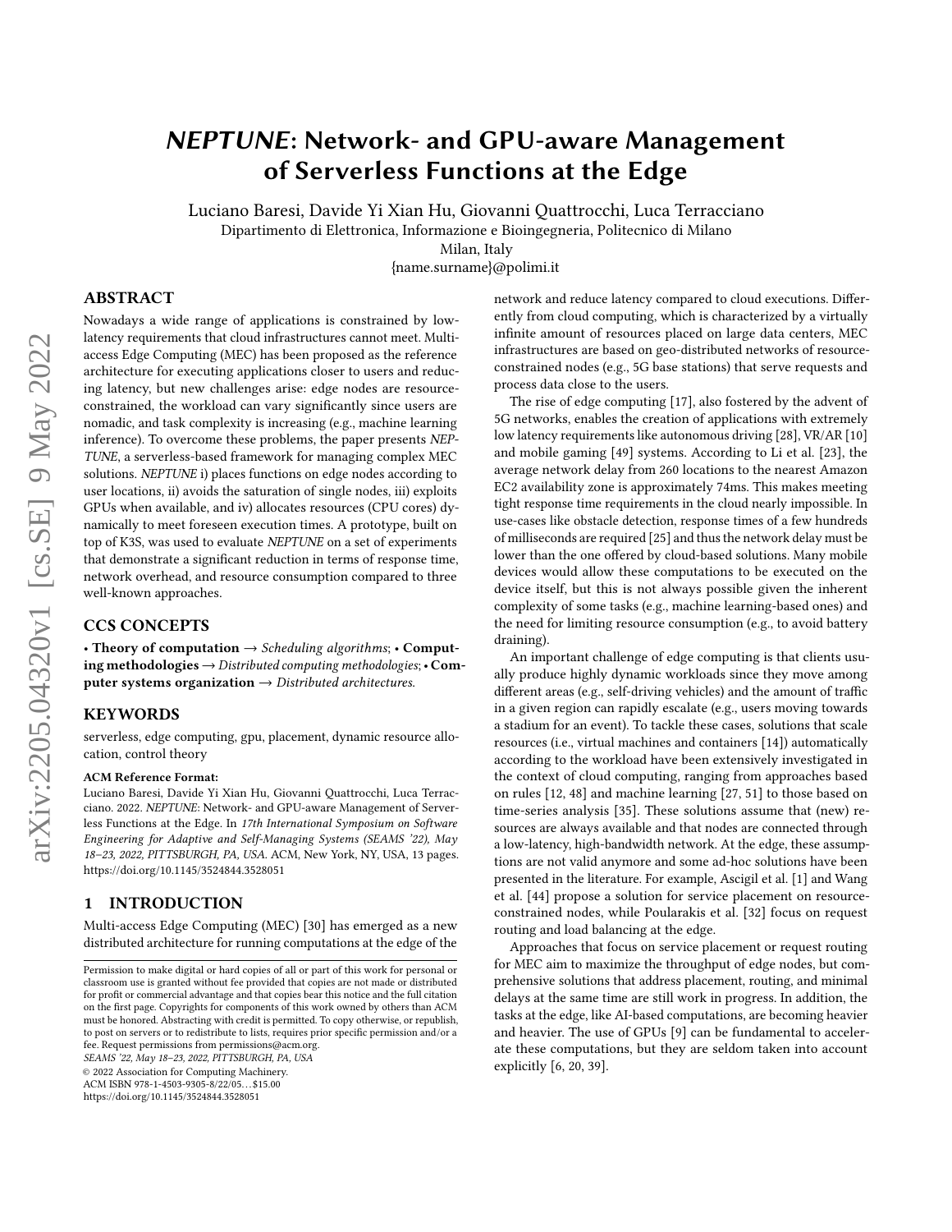# *NEPTUNE*: Network- and GPU-aware Management of Serverless Functions at the Edge

Luciano Baresi, Davide Yi Xian Hu, Giovanni Quattrocchi, Luca Terracciano
Dipartimento di Elettronica, Informazione e Bioingegneria, Politecnico di Milano
Milan, Italy
{name.surname}@polimi.it

## ABSTRACT

Nowadays a wide range of applications is constrained by low-latency requirements that cloud infrastructures cannot meet. Multi-access Edge Computing (MEC) has been proposed as the reference architecture for executing applications closer to users and reducing latency, but new challenges arise: edge nodes are resource-constrained, the workload can vary significantly since users are nomadic, and task complexity is increasing (e.g., machine learning inference). To overcome these problems, the paper presents *NEPTUNE*, a serverless-based framework for managing complex MEC solutions. *NEPTUNE* i) places functions on edge nodes according to user locations, ii) avoids the saturation of single nodes, iii) exploits GPUs when available, and iv) allocates resources (CPU cores) dynamically to meet foreseen execution times. A prototype, built on top of K3S, was used to evaluate *NEPTUNE* on a set of experiments that demonstrate a significant reduction in terms of response time, network overhead, and resource consumption compared to three well-known approaches.

## CCS CONCEPTS

• **Theory of computation** → *Scheduling algorithms*; • **Computing methodologies** → *Distributed computing methodologies*; • **Computer systems organization** → *Distributed architectures*.

## KEYWORDS

serverless, edge computing, gpu, placement, dynamic resource allocation, control theory

**ACM Reference Format:**
Luciano Baresi, Davide Yi Xian Hu, Giovanni Quattrocchi, Luca Terracciano. 2022. *NEPTUNE*: Network- and GPU-aware Management of Serverless Functions at the Edge. In *17th International Symposium on Software Engineering for Adaptive and Self-Managing Systems (SEAMS '22), May 18–23, 2022, PITTSBURGH, PA, USA.* ACM, New York, NY, USA, 13 pages. https://doi.org/10.1145/3524844.3528051

## 1 INTRODUCTION

Multi-access Edge Computing (MEC) [30] has emerged as a new distributed architecture for running computations at the edge of the network and reduce latency compared to cloud executions. Differently from cloud computing, which is characterized by a virtually infinite amount of resources placed on large data centers, MEC infrastructures are based on geo-distributed networks of resource-constrained nodes (e.g., 5G base stations) that serve requests and process data close to the users.

The rise of edge computing [17], also fostered by the advent of 5G networks, enables the creation of applications with extremely low latency requirements like autonomous driving [28], VR/AR [10] and mobile gaming [49] systems. According to Li et al. [23], the average network delay from 260 locations to the nearest Amazon EC2 availability zone is approximately 74ms. This makes meeting tight response time requirements in the cloud nearly impossible. In use-cases like obstacle detection, response times of a few hundreds of milliseconds are required [25] and thus the network delay must be lower than the one offered by cloud-based solutions. Many mobile devices would allow these computations to be executed on the device itself, but this is not always possible given the inherent complexity of some tasks (e.g., machine learning-based ones) and the need for limiting resource consumption (e.g., to avoid battery draining).

An important challenge of edge computing is that clients usually produce highly dynamic workloads since they move among different areas (e.g., self-driving vehicles) and the amount of traffic in a given region can rapidly escalate (e.g., users moving towards a stadium for an event). To tackle these cases, solutions that scale resources (i.e., virtual machines and containers [14]) automatically according to the workload have been extensively investigated in the context of cloud computing, ranging from approaches based on rules [12, 48] and machine learning [27, 51] to those based on time-series analysis [35]. These solutions assume that (new) resources are always available and that nodes are connected through a low-latency, high-bandwidth network. At the edge, these assumptions are not valid anymore and some ad-hoc solutions have been presented in the literature. For example, Ascigil et al. [1] and Wang et al. [44] propose a solution for service placement on resource-constrained nodes, while Poularakis et al. [32] focus on request routing and load balancing at the edge.

Approaches that focus on service placement or request routing for MEC aim to maximize the throughput of edge nodes, but comprehensive solutions that address placement, routing, and minimal delays at the same time are still work in progress. In addition, the tasks at the edge, like AI-based computations, are becoming heavier and heavier. The use of GPUs [9] can be fundamental to accelerate these computations, but they are seldom taken into account explicitly [6, 20, 39].

Permission to make digital or hard copies of all or part of this work for personal or classroom use is granted without fee provided that copies are not made or distributed for profit or commercial advantage and that copies bear this notice and the full citation on the first page. Copyrights for components of this work owned by others than ACM must be honored. Abstracting with credit is permitted. To copy otherwise, or republish, to post on servers or to redistribute to lists, requires prior specific permission and/or a fee. Request permissions from permissions@acm.org.
*SEAMS '22, May 18–23, 2022, PITTSBURGH, PA, USA*
© 2022 Association for Computing Machinery.
ACM ISBN 978-1-4503-9305-8/22/05...$15.00
https://doi.org/10.1145/3524844.3528051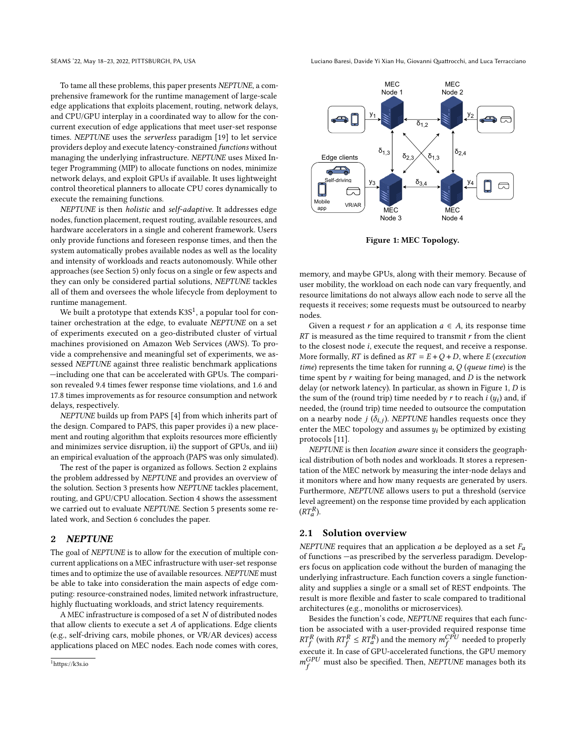To tame all these problems, this paper presents *NEPTUNE*, a comprehensive framework for the runtime management of large-scale edge applications that exploits placement, routing, network delays, and CPU/GPU interplay in a coordinated way to allow for the concurrent execution of edge applications that meet user-set response times. *NEPTUNE* uses the *serverless* paradigm [19] to let service providers deploy and execute latency-constrained *functions* without managing the underlying infrastructure. *NEPTUNE* uses Mixed Integer Programming (MIP) to allocate functions on nodes, minimize network delays, and exploit GPUs if available. It uses lightweight control theoretical planners to allocate CPU cores dynamically to execute the remaining functions.

*NEPTUNE* is then *holistic* and *self-adaptive*. It addresses edge nodes, function placement, request routing, available resources, and hardware accelerators in a single and coherent framework. Users only provide functions and foreseen response times, and then the system automatically probes available nodes as well as the locality and intensity of workloads and reacts autonomously. While other approaches (see Section 5) only focus on a single or few aspects and they can only be considered partial solutions, *NEPTUNE* tackles all of them and oversees the whole lifecycle from deployment to runtime management.

We built a prototype that extends K3S[1], a popular tool for container orchestration at the edge, to evaluate *NEPTUNE* on a set of experiments executed on a geo-distributed cluster of virtual machines provisioned on Amazon Web Services (AWS). To provide a comprehensive and meaningful set of experiments, we assessed *NEPTUNE* against three realistic benchmark applications —including one that can be accelerated with GPUs. The comparison revealed 9.4 times fewer response time violations, and 1.6 and 17.8 times improvements as for resource consumption and network delays, respectively.

*NEPTUNE* builds up from PAPS [4] from which inherits part of the design. Compared to PAPS, this paper provides i) a new placement and routing algorithm that exploits resources more efficiently and minimizes service disruption, ii) the support of GPUs, and iii) an empirical evaluation of the approach (PAPS was only simulated).

The rest of the paper is organized as follows. Section 2 explains the problem addressed by *NEPTUNE* and provides an overview of the solution. Section 3 presents how *NEPTUNE* tackles placement, routing, and GPU/CPU allocation. Section 4 shows the assessment we carried out to evaluate *NEPTUNE*. Section 5 presents some related work, and Section 6 concludes the paper.

## 2 *NEPTUNE*

The goal of *NEPTUNE* is to allow for the execution of multiple concurrent applications on a MEC infrastructure with user-set response times and to optimize the use of available resources. *NEPTUNE* must be able to take into consideration the main aspects of edge computing: resource-constrained nodes, limited network infrastructure, highly fluctuating workloads, and strict latency requirements.

A MEC infrastructure is composed of a set $N$ of distributed nodes that allow clients to execute a set $A$ of applications. Edge clients (e.g., self-driving cars, mobile phones, or VR/AR devices) access applications placed on MEC nodes. Each node comes with cores, memory, and maybe GPUs, along with their memory. Because of user mobility, the workload on each node can vary frequently, and resource limitations do not always allow each node to serve all the requests it receives; some requests must be outsourced to nearby nodes.

**Figure 1: MEC Topology.**

Given a request $r$ for an application $a \in A$, its response time $RT$ is measured as the time required to transmit $r$ from the client to the closest node $i$, execute the request, and receive a response. More formally, $RT$ is defined as $RT = E + Q + D$, where $E$ (*execution time*) represents the time taken for running $a$, $Q$ (*queue time*) is the time spent by $r$ waiting for being managed, and $D$ is the network delay (or network latency). In particular, as shown in Figure 1, $D$ is the sum of the (round trip) time needed by $r$ to reach $i$ ($y_i$) and, if needed, the (round trip) time needed to outsource the computation on a nearby node $j$ ($\delta_{i,j}$). *NEPTUNE* handles requests once they enter the MEC topology and assumes $y_i$ be optimized by existing protocols [11].

*NEPTUNE* is then *location aware* since it considers the geographical distribution of both nodes and workloads. It stores a representation of the MEC network by measuring the inter-node delays and it monitors where and how many requests are generated by users. Furthermore, *NEPTUNE* allows users to put a threshold (service level agreement) on the response time provided by each application ($RT_a^R$).

### 2.1 Solution overview

*NEPTUNE* requires that an application $a$ be deployed as a set $F_a$ of functions —as prescribed by the serverless paradigm. Developers focus on application code without the burden of managing the underlying infrastructure. Each function covers a single functionality and supplies a single or a small set of REST endpoints. The result is more flexible and faster to scale compared to traditional architectures (e.g., monoliths or microservices).

Besides the function's code, *NEPTUNE* requires that each function be associated with a user-provided required response time $RT_f^R$ (with $RT_f^R \leq RT_a^R$) and the memory $m_f^{CPU}$ needed to properly execute it. In case of GPU-accelerated functions, the GPU memory $m_f^{GPU}$ must also be specified. Then, *NEPTUNE* manages both its

[1] https://k3s.io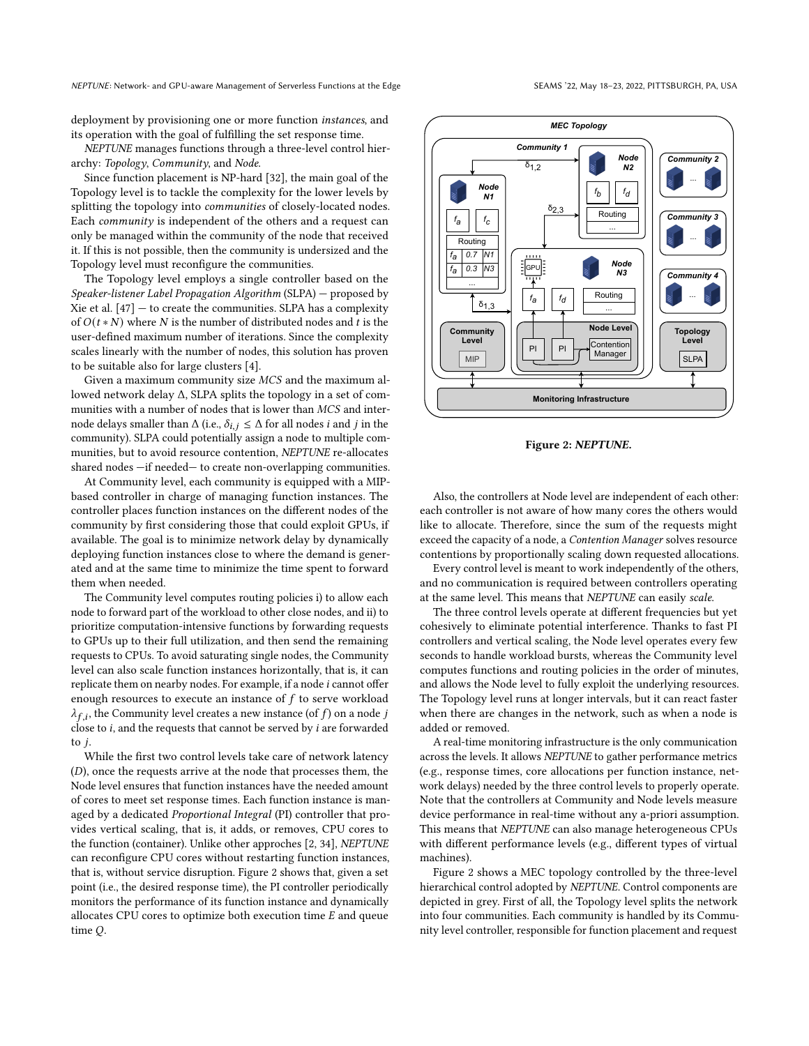deployment by provisioning one or more function *instances*, and its operation with the goal of fulfilling the set response time.

*NEPTUNE* manages functions through a three-level control hierarchy: *Topology*, *Community*, and *Node*.

Since function placement is NP-hard [32], the main goal of the Topology level is to tackle the complexity for the lower levels by splitting the topology into *communities* of closely-located nodes. Each *community* is independent of the others and a request can only be managed within the community of the node that received it. If this is not possible, then the community is undersized and the Topology level must reconfigure the communities.

The Topology level employs a single controller based on the *Speaker-listener Label Propagation Algorithm* (SLPA) — proposed by Xie et al. [47] — to create the communities. SLPA has a complexity of $O(t * N)$ where $N$ is the number of distributed nodes and $t$ is the user-defined maximum number of iterations. Since the complexity scales linearly with the number of nodes, this solution has proven to be suitable also for large clusters [4].

Given a maximum community size *MCS* and the maximum allowed network delay $\Delta$, SLPA splits the topology in a set of communities with a number of nodes that is lower than *MCS* and inter-node delays smaller than $\Delta$ (i.e., $\delta_{i,j} \leq \Delta$ for all nodes $i$ and $j$ in the community). SLPA could potentially assign a node to multiple communities, but to avoid resource contention, *NEPTUNE* re-allocates shared nodes —if needed— to create non-overlapping communities.

At Community level, each community is equipped with a MIP-based controller in charge of managing function instances. The controller places function instances on the different nodes of the community by first considering those that could exploit GPUs, if available. The goal is to minimize network delay by dynamically deploying function instances close to where the demand is generated and at the same time to minimize the time spent to forward them when needed.

The Community level computes routing policies i) to allow each node to forward part of the workload to other close nodes, and ii) to prioritize computation-intensive functions by forwarding requests to GPUs up to their full utilization, and then send the remaining requests to CPUs. To avoid saturating single nodes, the Community level can also scale function instances horizontally, that is, it can replicate them on nearby nodes. For example, if a node $i$ cannot offer enough resources to execute an instance of $f$ to serve workload $\lambda_{f,i}$, the Community level creates a new instance (of $f$) on a node $j$ close to $i$, and the requests that cannot be served by $i$ are forwarded to $j$.

While the first two control levels take care of network latency ($D$), once the requests arrive at the node that processes them, the Node level ensures that function instances have the needed amount of cores to meet set response times. Each function instance is managed by a dedicated *Proportional Integral* (PI) controller that provides vertical scaling, that is, it adds, or removes, CPU cores to the function (container). Unlike other approches [2, 34], *NEPTUNE* can reconfigure CPU cores without restarting function instances, that is, without service disruption. Figure 2 shows that, given a set point (i.e., the desired response time), the PI controller periodically monitors the performance of its function instance and dynamically allocates CPU cores to optimize both execution time $E$ and queue time $Q$.

**Figure 2: *NEPTUNE*.**

Also, the controllers at Node level are independent of each other: each controller is not aware of how many cores the others would like to allocate. Therefore, since the sum of the requests might exceed the capacity of a node, a *Contention Manager* solves resource contentions by proportionally scaling down requested allocations.

Every control level is meant to work independently of the others, and no communication is required between controllers operating at the same level. This means that *NEPTUNE* can easily *scale*.

The three control levels operate at different frequencies but yet cohesively to eliminate potential interference. Thanks to fast PI controllers and vertical scaling, the Node level operates every few seconds to handle workload bursts, whereas the Community level computes functions and routing policies in the order of minutes, and allows the Node level to fully exploit the underlying resources. The Topology level runs at longer intervals, but it can react faster when there are changes in the network, such as when a node is added or removed.

A real-time monitoring infrastructure is the only communication across the levels. It allows *NEPTUNE* to gather performance metrics (e.g., response times, core allocations per function instance, network delays) needed by the three control levels to properly operate. Note that the controllers at Community and Node levels measure device performance in real-time without any a-priori assumption. This means that *NEPTUNE* can also manage heterogeneous CPUs with different performance levels (e.g., different types of virtual machines).

Figure 2 shows a MEC topology controlled by the three-level hierarchical control adopted by *NEPTUNE*. Control components are depicted in grey. First of all, the Topology level splits the network into four communities. Each community is handled by its Community level controller, responsible for function placement and request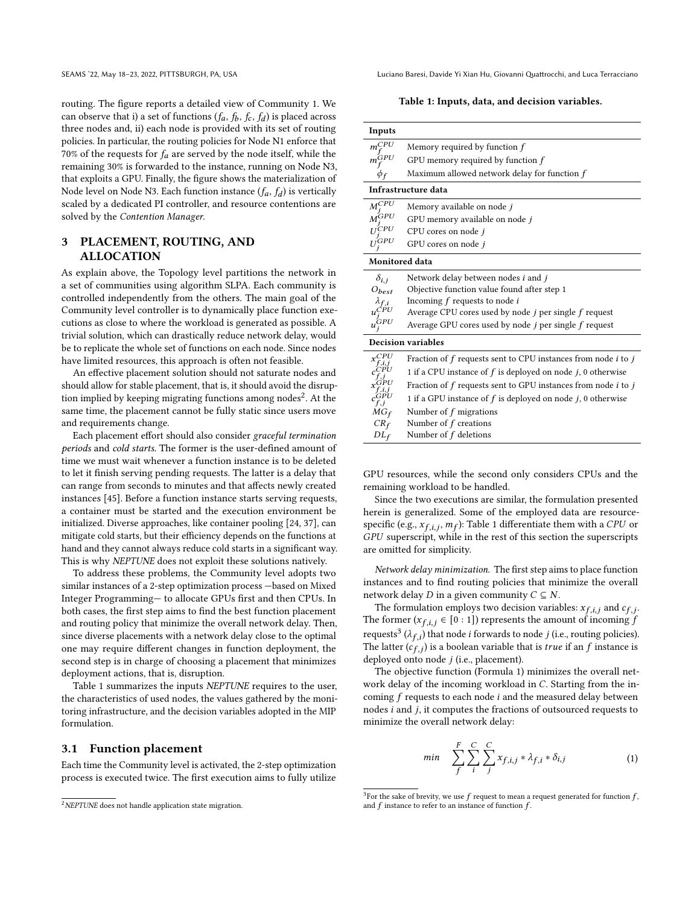routing. The figure reports a detailed view of Community 1. We can observe that i) a set of functions ($f_a$, $f_b$, $f_c$, $f_d$) is placed across three nodes and, ii) each node is provided with its set of routing policies. In particular, the routing policies for Node N1 enforce that 70% of the requests for $f_a$ are served by the node itself, while the remaining 30% is forwarded to the instance, running on Node N3, that exploits a GPU. Finally, the figure shows the materialization of Node level on Node N3. Each function instance ($f_a$, $f_d$) is vertically scaled by a dedicated PI controller, and resource contentions are solved by the *Contention Manager*.

## 3 PLACEMENT, ROUTING, AND ALLOCATION

As explain above, the Topology level partitions the network in a set of communities using algorithm SLPA. Each community is controlled independently from the others. The main goal of the Community level controller is to dynamically place function executions as close to where the workload is generated as possible. A trivial solution, which can drastically reduce network delay, would be to replicate the whole set of functions on each node. Since nodes have limited resources, this approach is often not feasible.

An effective placement solution should not saturate nodes and should allow for stable placement, that is, it should avoid the disruption implied by keeping migrating functions among nodes[2]. At the same time, the placement cannot be fully static since users move and requirements change.

Each placement effort should also consider *graceful termination periods* and *cold starts*. The former is the user-defined amount of time we must wait whenever a function instance is to be deleted to let it finish serving pending requests. The latter is a delay that can range from seconds to minutes and that affects newly created instances [45]. Before a function instance starts serving requests, a container must be started and the execution environment be initialized. Diverse approaches, like container pooling [24, 37], can mitigate cold starts, but their efficiency depends on the functions at hand and they cannot always reduce cold starts in a significant way. This is why *NEPTUNE* does not exploit these solutions natively.

To address these problems, the Community level adopts two similar instances of a 2-step optimization process —based on Mixed Integer Programming— to allocate GPUs first and then CPUs. In both cases, the first step aims to find the best function placement and routing policy that minimize the overall network delay. Then, since diverse placements with a network delay close to the optimal one may require different changes in function deployment, the second step is in charge of choosing a placement that minimizes deployment actions, that is, disruption.

Table 1 summarizes the inputs *NEPTUNE* requires to the user, the characteristics of used nodes, the values gathered by the monitoring infrastructure, and the decision variables adopted in the MIP formulation.

### 3.1 Function placement

Each time the Community level is activated, the 2-step optimization process is executed twice. The first execution aims to fully utilize GPU resources, while the second only considers CPUs and the remaining workload to be handled.

Since the two executions are similar, the formulation presented herein is generalized. Some of the employed data are resource-specific (e.g., $x_{f,i,j}$, $m_f$): Table 1 differentiate them with a *CPU* or *GPU* superscript, while in the rest of this section the superscripts are omitted for simplicity.

**Table 1: Inputs, data, and decision variables.**

| Symbol | Description |
|---|---|
| **Inputs** | |
| $m_f^{CPU}$ | Memory required by function $f$ |
| $m_f^{GPU}$ | GPU memory required by function $f$ |
| $\phi_f$ | Maximum allowed network delay for function $f$ |
| **Infrastructure data** | |
| $M_j^{CPU}$ | Memory available on node $j$ |
| $M_j^{GPU}$ | GPU memory available on node $j$ |
| $U_j^{CPU}$ | CPU cores on node $j$ |
| $U_j^{GPU}$ | GPU cores on node $j$ |
| **Monitored data** | |
| $\delta_{i,j}$ | Network delay between nodes $i$ and $j$ |
| $O_{best}$ | Objective function value found after step 1 |
| $\lambda_{f,i}$ | Incoming $f$ requests to node $i$ |
| $u_j^{CPU}$ | Average CPU cores used by node $j$ per single $f$ request |
| $u_j^{GPU}$ | Average GPU cores used by node $j$ per single $f$ request |
| **Decision variables** | |
| $x_{f,i,j}^{CPU}$ | Fraction of $f$ requests sent to CPU instances from node $i$ to $j$ |
| $c_{f,j}^{CPU}$ | 1 if a CPU instance of $f$ is deployed on node $j$, 0 otherwise |
| $x_{f,i,j}^{GPU}$ | Fraction of $f$ requests sent to GPU instances from node $i$ to $j$ |
| $c_{f,j}^{GPU}$ | 1 if a GPU instance of $f$ is deployed on node $j$, 0 otherwise |
| $MG_f$ | Number of $f$ migrations |
| $CR_f$ | Number of $f$ creations |
| $DL_f$ | Number of $f$ deletions |

*Network delay minimization.* The first step aims to place function instances and to find routing policies that minimize the overall network delay $D$ in a given community $C \subseteq N$.

The formulation employs two decision variables: $x_{f,i,j}$ and $c_{f,j}$. The former ($x_{f,i,j} \in [0:1]$) represents the amount of incoming $f$ requests[3] ($\lambda_{f,i}$) that node $i$ forwards to node $j$ (i.e., routing policies). The latter ($c_{f,j}$) is a boolean variable that is *true* if an $f$ instance is deployed onto node $j$ (i.e., placement).

The objective function (Formula 1) minimizes the overall network delay of the incoming workload in $C$. Starting from the incoming $f$ requests to each node $i$ and the measured delay between nodes $i$ and $j$, it computes the fractions of outsourced requests to minimize the overall network delay:

$$min \quad \sum_{f}^{F} \sum_{i}^{C} \sum_{j}^{C} x_{f,i,j} * \lambda_{f,i} * \delta_{i,j} \tag{1}$$

---

[2] *NEPTUNE* does not handle application state migration.

[3] For the sake of brevity, we use $f$ request to mean a request generated for function $f$, and $f$ instance to refer to an instance of function $f$.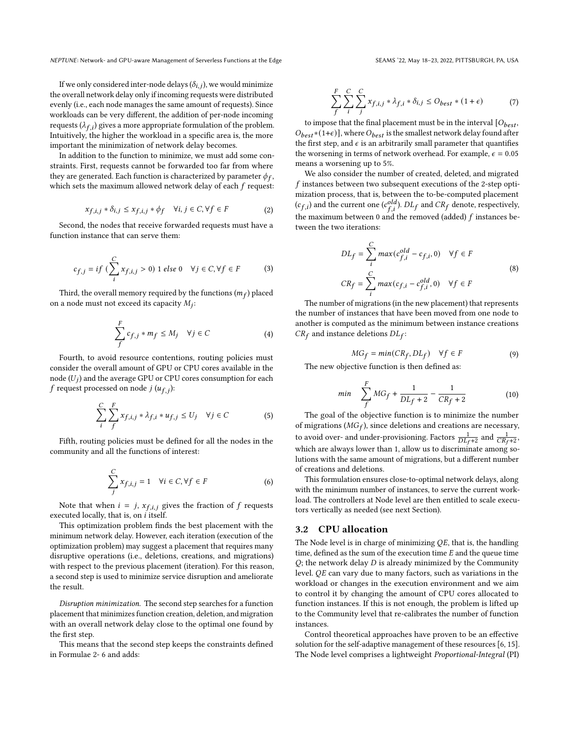If we only considered inter-node delays ($\delta_{i,j}$), we would minimize the overall network delay only if incoming requests were distributed evenly (i.e., each node manages the same amount of requests). Since workloads can be very different, the addition of per-node incoming requests ($\lambda_{f,i}$) gives a more appropriate formulation of the problem. Intuitively, the higher the workload in a specific area is, the more important the minimization of network delay becomes.

In addition to the function to minimize, we must add some constraints. First, requests cannot be forwarded too far from where they are generated. Each function is characterized by parameter $\phi_f$, which sets the maximum allowed network delay of each $f$ request:

$$x_{f,i,j} * \delta_{i,j} \leq x_{f,i,j} * \phi_f \quad \forall i, j \in C, \forall f \in F \tag{2}$$

Second, the nodes that receive forwarded requests must have a function instance that can serve them:

$$c_{f,j} = if \ (\sum_{i}^{C} x_{f,i,j} > 0) \ 1 \ else \ 0 \quad \forall j \in C, \forall f \in F \tag{3}$$

Third, the overall memory required by the functions ($m_f$) placed on a node must not exceed its capacity $M_j$:

$$\sum_{f}^{F} c_{f,j} * m_f \leq M_j \quad \forall j \in C \tag{4}$$

Fourth, to avoid resource contentions, routing policies must consider the overall amount of GPU or CPU cores available in the node ($U_j$) and the average GPU or CPU cores consumption for each $f$ request processed on node $j$ ($u_{f,j}$):

$$\sum_{i}^{C} \sum_{f}^{F} x_{f,i,j} * \lambda_{f,i} * u_{f,j} \leq U_j \quad \forall j \in C \tag{5}$$

Fifth, routing policies must be defined for all the nodes in the community and all the functions of interest:

$$\sum_{j}^{C} x_{f,i,j} = 1 \quad \forall i \in C, \forall f \in F \tag{6}$$

Note that when $i = j$, $x_{f,i,j}$ gives the fraction of $f$ requests executed locally, that is, on $i$ itself.

This optimization problem finds the best placement with the minimum network delay. However, each iteration (execution of the optimization problem) may suggest a placement that requires many disruptive operations (i.e., deletions, creations, and migrations) with respect to the previous placement (iteration). For this reason, a second step is used to minimize service disruption and ameliorate the result.

*Disruption minimization.* The second step searches for a function placement that minimizes function creation, deletion, and migration with an overall network delay close to the optimal one found by the first step.

This means that the second step keeps the constraints defined in Formulae 2- 6 and adds:

$$\sum_{f}^{F} \sum_{i}^{C} \sum_{j}^{C} x_{f,i,j} * \lambda_{f,i} * \delta_{i,j} \leq O_{best} * (1 + \epsilon) \tag{7}$$

to impose that the final placement must be in the interval $[O_{best}, O_{best}*(1+\epsilon)]$, where $O_{best}$ is the smallest network delay found after the first step, and $\epsilon$ is an arbitrarily small parameter that quantifies the worsening in terms of network overhead. For example, $\epsilon = 0.05$ means a worsening up to 5%.

We also consider the number of created, deleted, and migrated $f$ instances between two subsequent executions of the 2-step optimization process, that is, between the to-be-computed placement ($c_{f,i}$) and the current one ($c^{old}_{f,i}$). $DL_f$ and $CR_f$ denote, respectively, the maximum between 0 and the removed (added) $f$ instances between the two iterations:

$$\begin{aligned} DL_f &= \sum_{i}^{C} max(c^{old}_{f,i} - c_{f,i}, 0) \quad \forall f \in F \\ CR_f &= \sum_{i}^{C} max(c_{f,i} - c^{old}_{f,i}, 0) \quad \forall f \in F \end{aligned} \tag{8}$$

The number of migrations (in the new placement) that represents the number of instances that have been moved from one node to another is computed as the minimum between instance creations $CR_f$ and instance deletions $DL_f$:

$$MG_f = min(CR_f, DL_f) \quad \forall f \in F \tag{9}$$

The new objective function is then defined as:

$$min \quad \sum_{f}^{F} MG_f + \frac{1}{DL_f + 2} - \frac{1}{CR_f + 2} \tag{10}$$

The goal of the objective function is to minimize the number of migrations ($MG_f$), since deletions and creations are necessary, to avoid over- and under-provisioning. Factors $\frac{1}{DL_f+2}$ and $\frac{1}{CR_f+2}$, which are always lower than 1, allow us to discriminate among solutions with the same amount of migrations, but a different number of creations and deletions.

This formulation ensures close-to-optimal network delays, along with the minimum number of instances, to serve the current workload. The controllers at Node level are then entitled to scale executors vertically as needed (see next Section).

### 3.2 CPU allocation

The Node level is in charge of minimizing $QE$, that is, the handling time, defined as the sum of the execution time $E$ and the queue time $Q$; the network delay $D$ is already minimized by the Community level. $QE$ can vary due to many factors, such as variations in the workload or changes in the execution environment and we aim to control it by changing the amount of CPU cores allocated to function instances. If this is not enough, the problem is lifted up to the Community level that re-calibrates the number of function instances.

Control theoretical approaches have proven to be an effective solution for the self-adaptive management of these resources [6, 15]. The Node level comprises a lightweight *Proportional-Integral* (PI)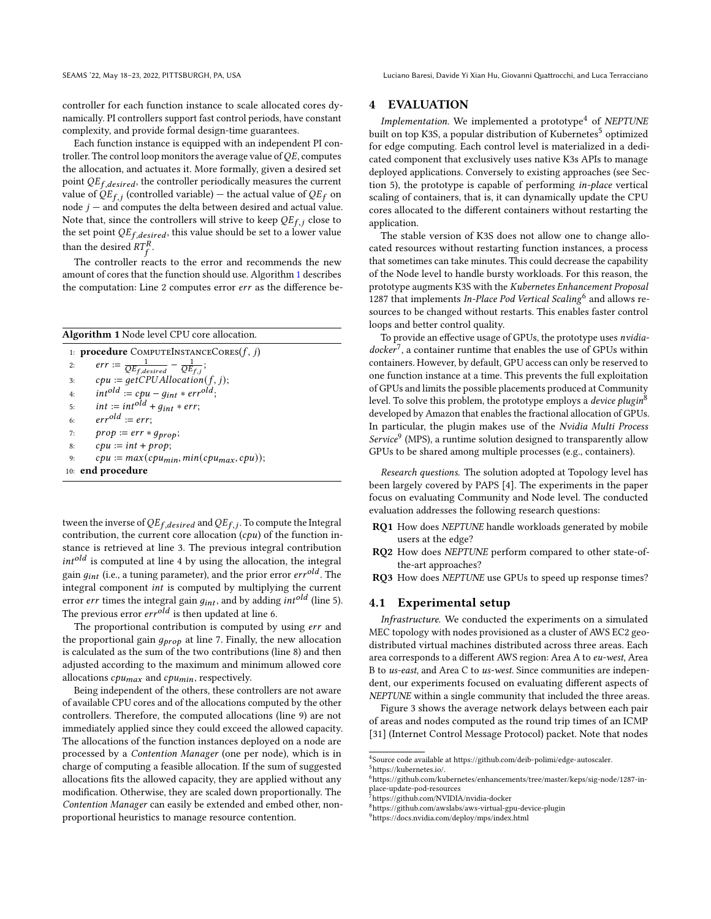controller for each function instance to scale allocated cores dynamically. PI controllers support fast control periods, have constant complexity, and provide formal design-time guarantees.

Each function instance is equipped with an independent PI controller. The control loop monitors the average value of $QE$, computes the allocation, and actuates it. More formally, given a desired set point $QE_{f,desired}$, the controller periodically measures the current value of $QE_{f,j}$ (controlled variable) — the actual value of $QE_f$ on node $j$ — and computes the delta between desired and actual value. Note that, since the controllers will strive to keep $QE_{f,j}$ close to the set point $QE_{f,desired}$, this value should be set to a lower value than the desired $RT^R_f$.

The controller reacts to the error and recommends the new amount of cores that the function should use. Algorithm 1 describes the computation: Line 2 computes error $err$ as the difference between the inverse of $QE_{f,desired}$ and $QE_{f,j}$. To compute the Integral contribution, the current core allocation ($cpu$) of the function instance is retrieved at line 3. The previous integral contribution $int^{old}$ is computed at line 4 by using the allocation, the integral gain $g_{int}$ (i.e., a tuning parameter), and the prior error $err^{old}$. The integral component $int$ is computed by multiplying the current error $err$ times the integral gain $g_{int}$, and by adding $int^{old}$ (line 5). The previous error $err^{old}$ is then updated at line 6.

**Algorithm 1** Node level CPU core allocation.

1: **procedure** ComputeInstanceCores($f$, $j$)
2: $\quad err := \frac{1}{QE_{f,desired}} - \frac{1}{QE_{f,j}}$;
3: $\quad cpu := getCPUAllocation(f, j)$;
4: $\quad int^{old} := cpu - g_{int} * err^{old}$;
5: $\quad int := int^{old} + g_{int} * err$;
6: $\quad err^{old} := err$;
7: $\quad prop := err * g_{prop}$;
8: $\quad cpu := int + prop$;
9: $\quad cpu := max(cpu_{min}, min(cpu_{max}, cpu))$;
10: **end procedure**

The proportional contribution is computed by using $err$ and the proportional gain $g_{prop}$ at line 7. Finally, the new allocation is calculated as the sum of the two contributions (line 8) and then adjusted according to the maximum and minimum allowed core allocations $cpu_{max}$ and $cpu_{min}$, respectively.

Being independent of the others, these controllers are not aware of available CPU cores and of the allocations computed by the other controllers. Therefore, the computed allocations (line 9) are not immediately applied since they could exceed the allowed capacity. The allocations of the function instances deployed on a node are processed by a *Contention Manager* (one per node), which is in charge of computing a feasible allocation. If the sum of suggested allocations fits the allowed capacity, they are applied without any modification. Otherwise, they are scaled down proportionally. The *Contention Manager* can easily be extended and embed other, non-proportional heuristics to manage resource contention.

# 4 EVALUATION

*Implementation.* We implemented a prototype[4] of *NEPTUNE* built on top K3S, a popular distribution of Kubernetes[5] optimized for edge computing. Each control level is materialized in a dedicated component that exclusively uses native K3s APIs to manage deployed applications. Conversely to existing approaches (see Section 5), the prototype is capable of performing *in-place* vertical scaling of containers, that is, it can dynamically update the CPU cores allocated to the different containers without restarting the application.

The stable version of K3S does not allow one to change allocated resources without restarting function instances, a process that sometimes can take minutes. This could decrease the capability of the Node level to handle bursty workloads. For this reason, the prototype augments K3S with the *Kubernetes Enhancement Proposal* 1287 that implements *In-Place Pod Vertical Scaling*[6] and allows resources to be changed without restarts. This enables faster control loops and better control quality.

To provide an effective usage of GPUs, the prototype uses *nvidia-docker*[7], a container runtime that enables the use of GPUs within containers. However, by default, GPU access can only be reserved to one function instance at a time. This prevents the full exploitation of GPUs and limits the possible placements produced at Community level. To solve this problem, the prototype employs a *device plugin*[8] developed by Amazon that enables the fractional allocation of GPUs. In particular, the plugin makes use of the *Nvidia Multi Process Service*[9] (MPS), a runtime solution designed to transparently allow GPUs to be shared among multiple processes (e.g., containers).

*Research questions.* The solution adopted at Topology level has been largely covered by PAPS [4]. The experiments in the paper focus on evaluating Community and Node level. The conducted evaluation addresses the following research questions:

- **RQ1** How does *NEPTUNE* handle workloads generated by mobile users at the edge?
- **RQ2** How does *NEPTUNE* perform compared to other state-of-the-art approaches?
- **RQ3** How does *NEPTUNE* use GPUs to speed up response times?

## 4.1 Experimental setup

*Infrastructure.* We conducted the experiments on a simulated MEC topology with nodes provisioned as a cluster of AWS EC2 geo-distributed virtual machines distributed across three areas. Each area corresponds to a different AWS region: Area A to *eu-west*, Area B to *us-east*, and Area C to *us-west*. Since communities are independent, our experiments focused on evaluating different aspects of *NEPTUNE* within a single community that included the three areas.

Figure 3 shows the average network delays between each pair of areas and nodes computed as the round trip times of an ICMP [31] (Internet Control Message Protocol) packet. Note that nodes

[4] Source code available at https://github.com/deib-polimi/edge-autoscaler.
[5] https://kubernetes.io/.
[6] https://github.com/kubernetes/enhancements/tree/master/keps/sig-node/1287-in-place-update-pod-resources
[7] https://github.com/NVIDIA/nvidia-docker
[8] https://github.com/awslabs/aws-virtual-gpu-device-plugin
[9] https://docs.nvidia.com/deploy/mps/index.html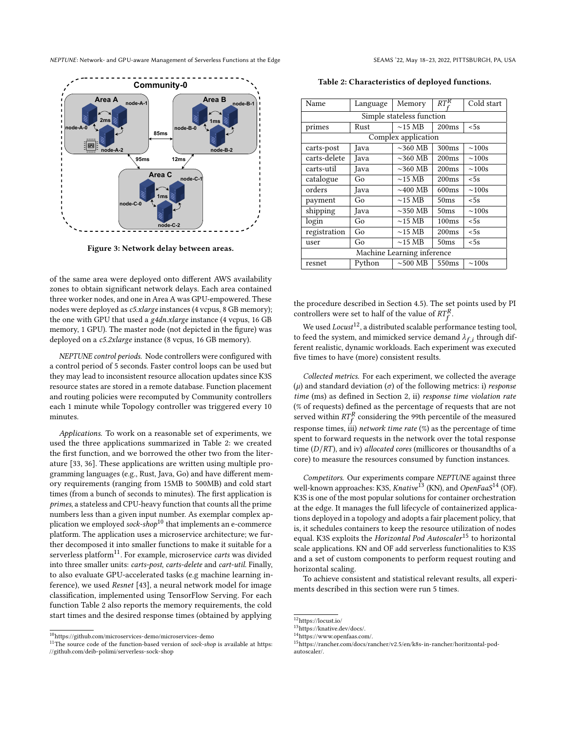Figure 3: Network delay between areas.

of the same area were deployed onto different AWS availability zones to obtain significant network delays. Each area contained three worker nodes, and one in Area A was GPU-empowered. These nodes were deployed as *c5.xlarge* instances (4 vcpus, 8 GB memory); the one with GPU that used a *g4dn.xlarge* instance (4 vcpus, 16 GB memory, 1 GPU). The master node (not depicted in the figure) was deployed on a *c5.2xlarge* instance (8 vcpus, 16 GB memory).

*NEPTUNE control periods.* Node controllers were configured with a control period of 5 seconds. Faster control loops can be used but they may lead to inconsistent resource allocation updates since K3S resource states are stored in a remote database. Function placement and routing policies were recomputed by Community controllers each 1 minute while Topology controller was triggered every 10 minutes.

*Applications.* To work on a reasonable set of experiments, we used the three applications summarized in Table 2: we created the first function, and we borrowed the other two from the literature [33, 36]. These applications are written using multiple programming languages (e.g., Rust, Java, Go) and have different memory requirements (ranging from 15MB to 500MB) and cold start times (from a bunch of seconds to minutes). The first application is *primes*, a stateless and CPU-heavy function that counts all the prime numbers less than a given input number. As exemplar complex application we employed *sock-shop*[10] that implements an e-commerce platform. The application uses a microservice architecture; we further decomposed it into smaller functions to make it suitable for a serverless platform[11]. For example, microservice *carts* was divided into three smaller units: *carts-post*, *carts-delete* and *cart-util*. Finally, to also evaluate GPU-accelerated tasks (e.g machine learning inference), we used *Resnet* [43], a neural network model for image classification, implemented using TensorFlow Serving. For each function Table 2 also reports the memory requirements, the cold start times and the desired response times (obtained by applying the procedure described in Section 4.5). The set points used by PI controllers were set to half of the value of $RT_f^R$.

Table 2: Characteristics of deployed functions.

| Name | Language | Memory | $RT_f^R$ | Cold start |
|---|---|---|---|---|
| Simple stateless function | | | | |
| primes | Rust | ~15 MB | 200ms | <5s |
| Complex application | | | | |
| carts-post | Java | ~360 MB | 300ms | ~100s |
| carts-delete | Java | ~360 MB | 200ms | ~100s |
| carts-util | Java | ~360 MB | 200ms | ~100s |
| catalogue | Go | ~15 MB | 200ms | <5s |
| orders | Java | ~400 MB | 600ms | ~100s |
| payment | Go | ~15 MB | 50ms | <5s |
| shipping | Java | ~350 MB | 50ms | ~100s |
| login | Go | ~15 MB | 100ms | <5s |
| registration | Go | ~15 MB | 200ms | <5s |
| user | Go | ~15 MB | 50ms | <5s |
| Machine Learning inference | | | | |
| resnet | Python | ~500 MB | 550ms | ~100s |

We used *Locust*[12], a distributed scalable performance testing tool, to feed the system, and mimicked service demand $\lambda_{f,i}$ through different realistic, dynamic workloads. Each experiment was executed five times to have (more) consistent results.

*Collected metrics.* For each experiment, we collected the average ($\mu$) and standard deviation ($\sigma$) of the following metrics: i) *response time* (ms) as defined in Section 2, ii) *response time violation rate* (% of requests) defined as the percentage of requests that are not served within $RT_f^R$ considering the 99th percentile of the measured response times, iii) *network time rate* (%) as the percentage of time spent to forward requests in the network over the total response time ($D/RT$), and iv) *allocated cores* (millicores or thousandths of a core) to measure the resources consumed by function instances.

*Competitors.* Our experiments compare *NEPTUNE* against three well-known approaches: K3S, *Knative*[13] (KN), and *OpenFaaS*[14] (OF). K3S is one of the most popular solutions for container orchestration at the edge. It manages the full lifecycle of containerized applications deployed in a topology and adopts a fair placement policy, that is, it schedules containers to keep the resource utilization of nodes equal. K3S exploits the *Horizontal Pod Autoscaler*[15] to horizontal scale applications. KN and OF add serverless functionalities to K3S and a set of custom components to perform request routing and horizontal scaling.

To achieve consistent and statistical relevant results, all experiments described in this section were run 5 times.

[10] https://github.com/microservices-demo/microservices-demo

[11] The source code of the function-based version of *sock-shop* is available at https://github.com/deib-polimi/serverless-sock-shop

[12] https://locust.io/

[13] https://knative.dev/docs/.

[14] https://www.openfaas.com/.

[15] https://rancher.com/docs/rancher/v2.5/en/k8s-in-rancher/horitzontal-pod-autoscaler/.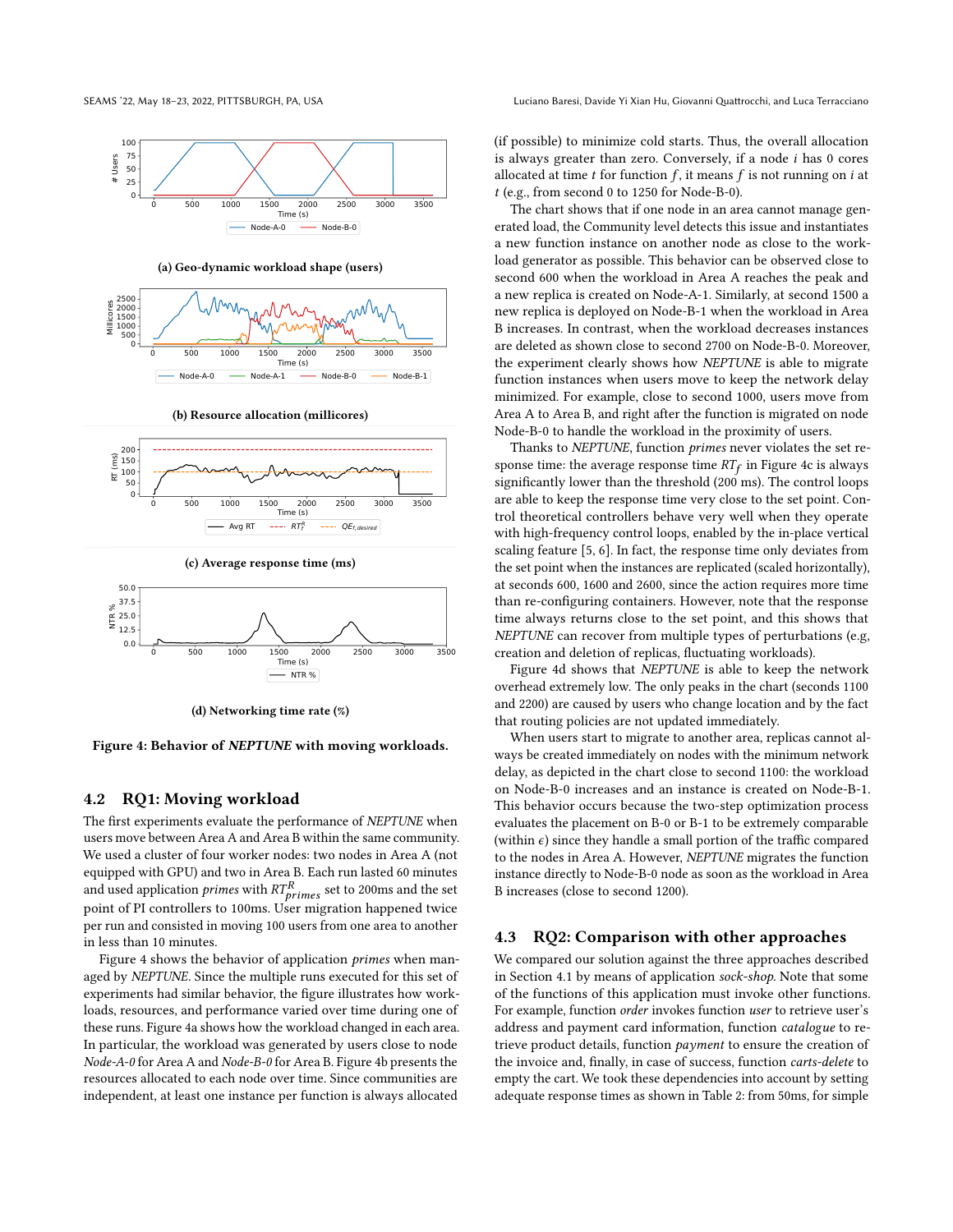(a) Geo-dynamic workload shape (users)

(b) Resource allocation (millicores)

(c) Average response time (ms)

(d) Networking time rate (%)

**Figure 4: Behavior of *NEPTUNE* with moving workloads.**

### 4.2 RQ1: Moving workload

The first experiments evaluate the performance of *NEPTUNE* when users move between Area A and Area B within the same community. We used a cluster of four worker nodes: two nodes in Area A (not equipped with GPU) and two in Area B. Each run lasted 60 minutes and used application *primes* with $RT^R_{primes}$ set to 200ms and the set point of PI controllers to 100ms. User migration happened twice per run and consisted in moving 100 users from one area to another in less than 10 minutes.

Figure 4 shows the behavior of application *primes* when managed by *NEPTUNE*. Since the multiple runs executed for this set of experiments had similar behavior, the figure illustrates how workloads, resources, and performance varied over time during one of these runs. Figure 4a shows how the workload changed in each area. In particular, the workload was generated by users close to node *Node-A-0* for Area A and *Node-B-0* for Area B. Figure 4b presents the resources allocated to each node over time. Since communities are independent, at least one instance per function is always allocated (if possible) to minimize cold starts. Thus, the overall allocation is always greater than zero. Conversely, if a node $i$ has 0 cores allocated at time $t$ for function $f$, it means $f$ is not running on $i$ at $t$ (e.g., from second 0 to 1250 for Node-B-0).

The chart shows that if one node in an area cannot manage generated load, the Community level detects this issue and instantiates a new function instance on another node as close to the workload generator as possible. This behavior can be observed close to second 600 when the workload in Area A reaches the peak and a new replica is created on Node-A-1. Similarly, at second 1500 a new replica is deployed on Node-B-1 when the workload in Area B increases. In contrast, when the workload decreases instances are deleted as shown close to second 2700 on Node-B-0. Moreover, the experiment clearly shows how *NEPTUNE* is able to migrate function instances when users move to keep the network delay minimized. For example, close to second 1000, users move from Area A to Area B, and right after the function is migrated on node Node-B-0 to handle the workload in the proximity of users.

Thanks to *NEPTUNE*, function *primes* never violates the set response time: the average response time $RT_f$ in Figure 4c is always significantly lower than the threshold (200 ms). The control loops are able to keep the response time very close to the set point. Control theoretical controllers behave very well when they operate with high-frequency control loops, enabled by the in-place vertical scaling feature [5, 6]. In fact, the response time only deviates from the set point when the instances are replicated (scaled horizontally), at seconds 600, 1600 and 2600, since the action requires more time than re-configuring containers. However, note that the response time always returns close to the set point, and this shows that *NEPTUNE* can recover from multiple types of perturbations (e.g, creation and deletion of replicas, fluctuating workloads).

Figure 4d shows that *NEPTUNE* is able to keep the network overhead extremely low. The only peaks in the chart (seconds 1100 and 2200) are caused by users who change location and by the fact that routing policies are not updated immediately.

When users start to migrate to another area, replicas cannot always be created immediately on nodes with the minimum network delay, as depicted in the chart close to second 1100: the workload on Node-B-0 increases and an instance is created on Node-B-1. This behavior occurs because the two-step optimization process evaluates the placement on B-0 or B-1 to be extremely comparable (within $\epsilon$) since they handle a small portion of the traffic compared to the nodes in Area A. However, *NEPTUNE* migrates the function instance directly to Node-B-0 node as soon as the workload in Area B increases (close to second 1200).

### 4.3 RQ2: Comparison with other approaches

We compared our solution against the three approaches described in Section 4.1 by means of application *sock-shop*. Note that some of the functions of this application must invoke other functions. For example, function *order* invokes function *user* to retrieve user's address and payment card information, function *catalogue* to retrieve product details, function *payment* to ensure the creation of the invoice and, finally, in case of success, function *carts-delete* to empty the cart. We took these dependencies into account by setting adequate response times as shown in Table 2: from 50ms, for simple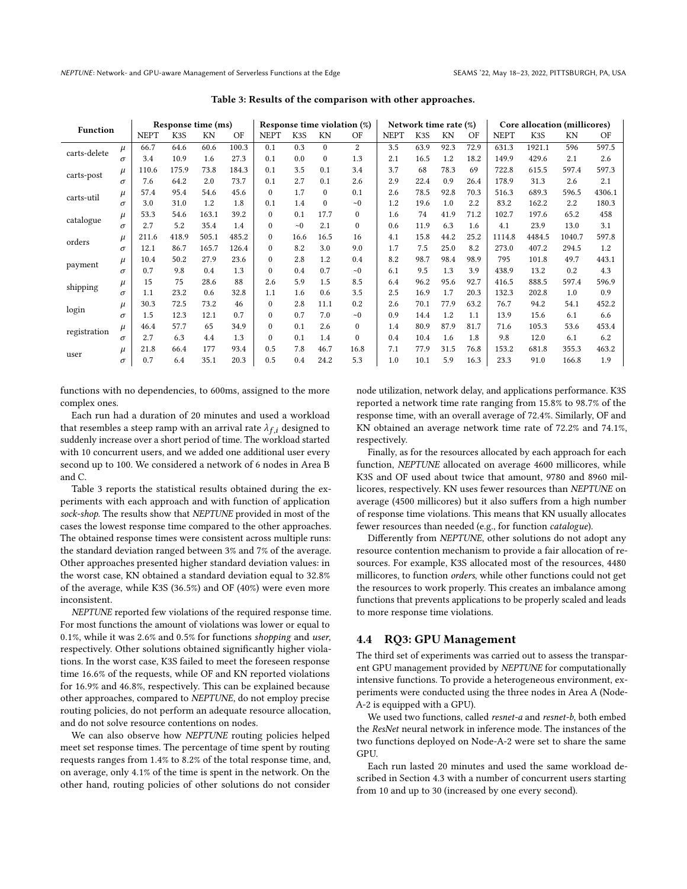**Table 3: Results of the comparison with other approaches.**

| Function | | Response time (ms) | | | | Response time violation (%) | | | | Network time rate (%) | | | | Core allocation (millicores) | | | |
|---|---|---|---|---|---|---|---|---|---|---|---|---|---|---|---|---|---|
| | | NEPT | K3S | KN | OF | NEPT | K3S | KN | OF | NEPT | K3S | KN | OF | NEPT | K3S | KN | OF |
| carts-delete | $\mu$ | 66.7 | 64.6 | 60.6 | 100.3 | 0.1 | 0.3 | 0 | 2 | 3.5 | 63.9 | 92.3 | 72.9 | 631.3 | 1921.1 | 596 | 597.5 |
| | $\sigma$ | 3.4 | 10.9 | 1.6 | 27.3 | 0.1 | 0.0 | 0 | 1.3 | 2.1 | 16.5 | 1.2 | 18.2 | 149.9 | 429.6 | 2.1 | 2.6 |
| carts-post | $\mu$ | 110.6 | 175.9 | 73.8 | 184.3 | 0.1 | 3.5 | 0.1 | 3.4 | 3.7 | 68 | 78.3 | 69 | 722.8 | 615.5 | 597.4 | 597.3 |
| | $\sigma$ | 7.6 | 64.2 | 2.0 | 73.7 | 0.1 | 2.7 | 0.1 | 2.6 | 2.9 | 22.4 | 0.9 | 26.4 | 178.9 | 31.3 | 2.6 | 2.1 |
| carts-util | $\mu$ | 57.4 | 95.4 | 54.6 | 45.6 | 0 | 1.7 | 0 | 0.1 | 2.6 | 78.5 | 92.8 | 70.3 | 516.3 | 689.3 | 596.5 | 4306.1 |
| | $\sigma$ | 3.0 | 31.0 | 1.2 | 1.8 | 0.1 | 1.4 | 0 | ~0 | 1.2 | 19.6 | 1.0 | 2.2 | 83.2 | 162.2 | 2.2 | 180.3 |
| catalogue | $\mu$ | 53.3 | 54.6 | 163.1 | 39.2 | 0 | 0.1 | 17.7 | 0 | 1.6 | 74 | 41.9 | 71.2 | 102.7 | 197.6 | 65.2 | 458 |
| | $\sigma$ | 2.7 | 5.2 | 35.4 | 1.4 | 0 | ~0 | 2.1 | 0 | 0.6 | 11.9 | 6.3 | 1.6 | 4.1 | 23.9 | 13.0 | 3.1 |
| orders | $\mu$ | 211.6 | 418.9 | 505.1 | 485.2 | 0 | 16.6 | 16.5 | 16 | 4.1 | 15.8 | 44.2 | 25.2 | 1114.8 | 4484.5 | 1040.7 | 597.8 |
| | $\sigma$ | 12.1 | 86.7 | 165.7 | 126.4 | 0 | 8.2 | 3.0 | 9.0 | 1.7 | 7.5 | 25.0 | 8.2 | 273.0 | 407.2 | 294.5 | 1.2 |
| payment | $\mu$ | 10.4 | 50.2 | 27.9 | 23.6 | 0 | 2.8 | 1.2 | 0.4 | 8.2 | 98.7 | 98.4 | 98.9 | 795 | 101.8 | 49.7 | 443.1 |
| | $\sigma$ | 0.7 | 9.8 | 0.4 | 1.3 | 0 | 0.4 | 0.7 | ~0 | 6.1 | 1.3 | 1.3 | 3.9 | 438.9 | 13.2 | 0.2 | 4.3 |
| shipping | $\mu$ | 15 | 75 | 28.6 | 88 | 2.6 | 5.9 | 1.5 | 8.5 | 6.4 | 96.2 | 95.6 | 92.7 | 416.5 | 888.5 | 597.4 | 596.9 |
| | $\sigma$ | 1.1 | 23.2 | 0.6 | 32.8 | 1.1 | 1.6 | 0.6 | 3.5 | 2.5 | 16.9 | 1.7 | 20.3 | 132.3 | 202.8 | 1.0 | 0.9 |
| login | $\mu$ | 30.3 | 72.5 | 73.2 | 46 | 0 | 2.8 | 11.1 | 0.2 | 2.6 | 70.1 | 77.9 | 63.2 | 76.7 | 94.2 | 54.1 | 452.2 |
| | $\sigma$ | 1.5 | 12.3 | 12.1 | 0.7 | 0 | 0.7 | 7.0 | ~0 | 0.9 | 14.4 | 1.2 | 1.1 | 13.9 | 15.6 | 6.1 | 6.6 |
| registration | $\mu$ | 46.4 | 57.7 | 65 | 34.9 | 0 | 0.1 | 2.6 | 0 | 1.4 | 80.9 | 87.9 | 81.7 | 71.6 | 105.3 | 53.6 | 453.4 |
| | $\sigma$ | 2.7 | 6.3 | 4.4 | 1.3 | 0 | 0.1 | 1.4 | 0 | 0.4 | 10.4 | 1.6 | 1.8 | 9.8 | 12.0 | 6.1 | 6.2 |
| user | $\mu$ | 21.8 | 66.4 | 177 | 93.4 | 0.5 | 7.8 | 46.7 | 16.8 | 7.1 | 77.9 | 31.5 | 76.8 | 153.2 | 681.8 | 355.3 | 463.2 |
| | $\sigma$ | 0.7 | 6.4 | 35.1 | 20.3 | 0.5 | 0.4 | 24.2 | 5.3 | 1.0 | 10.1 | 5.9 | 16.3 | 23.3 | 91.0 | 166.8 | 1.9 |

functions with no dependencies, to 600ms, assigned to the more complex ones.

Each run had a duration of 20 minutes and used a workload that resembles a steep ramp with an arrival rate $\lambda_{f,i}$ designed to suddenly increase over a short period of time. The workload started with 10 concurrent users, and we added one additional user every second up to 100. We considered a network of 6 nodes in Area B and C.

Table 3 reports the statistical results obtained during the experiments with each approach and with function of application *sock-shop*. The results show that *NEPTUNE* provided in most of the cases the lowest response time compared to the other approaches. The obtained response times were consistent across multiple runs: the standard deviation ranged between 3% and 7% of the average. Other approaches presented higher standard deviation values: in the worst case, KN obtained a standard deviation equal to 32.8% of the average, while K3S (36.5%) and OF (40%) were even more inconsistent.

*NEPTUNE* reported few violations of the required response time. For most functions the amount of violations was lower or equal to 0.1%, while it was 2.6% and 0.5% for functions *shopping* and *user*, respectively. Other solutions obtained significantly higher violations. In the worst case, K3S failed to meet the foreseen response time 16.6% of the requests, while OF and KN reported violations for 16.9% and 46.8%, respectively. This can be explained because other approaches, compared to *NEPTUNE*, do not employ precise routing policies, do not perform an adequate resource allocation, and do not solve resource contentions on nodes.

We can also observe how *NEPTUNE* routing policies helped meet set response times. The percentage of time spent by routing requests ranges from 1.4% to 8.2% of the total response time, and, on average, only 4.1% of the time is spent in the network. On the other hand, routing policies of other solutions do not consider node utilization, network delay, and applications performance. K3S reported a network time rate ranging from 15.8% to 98.7% of the response time, with an overall average of 72.4%. Similarly, OF and KN obtained an average network time rate of 72.2% and 74.1%, respectively.

Finally, as for the resources allocated by each approach for each function, *NEPTUNE* allocated on average 4600 millicores, while K3S and OF used about twice that amount, 9780 and 8960 millicores, respectively. KN uses fewer resources than *NEPTUNE* on average (4500 millicores) but it also suffers from a high number of response time violations. This means that KN usually allocates fewer resources than needed (e.g., for function *catalogue*).

Differently from *NEPTUNE*, other solutions do not adopt any resource contention mechanism to provide a fair allocation of resources. For example, K3S allocated most of the resources, 4480 millicores, to function *orders*, while other functions could not get the resources to work properly. This creates an imbalance among functions that prevents applications to be properly scaled and leads to more response time violations.

### 4.4 RQ3: GPU Management

The third set of experiments was carried out to assess the transparent GPU management provided by *NEPTUNE* for computationally intensive functions. To provide a heterogeneous environment, experiments were conducted using the three nodes in Area A (Node-A-2 is equipped with a GPU).

We used two functions, called *resnet-a* and *resnet-b*, both embed the *ResNet* neural network in inference mode. The instances of the two functions deployed on Node-A-2 were set to share the same GPU.

Each run lasted 20 minutes and used the same workload described in Section 4.3 with a number of concurrent users starting from 10 and up to 30 (increased by one every second).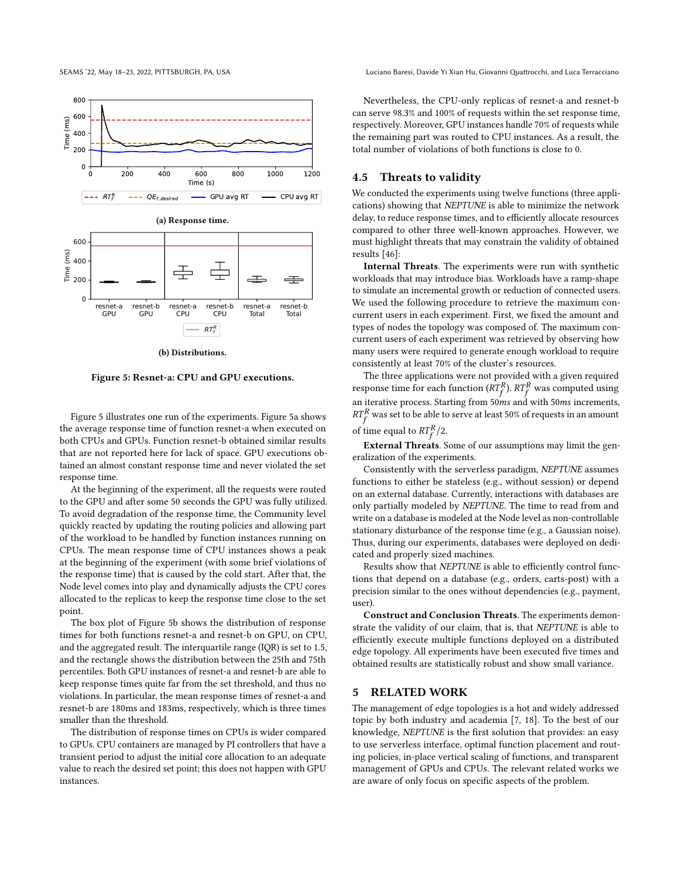(a) Response time.

(b) Distributions.

**Figure 5: Resnet-a: CPU and GPU executions.**

Figure 5 illustrates one run of the experiments. Figure 5a shows the average response time of function resnet-a when executed on both CPUs and GPUs. Function resnet-b obtained similar results that are not reported here for lack of space. GPU executions obtained an almost constant response time and never violated the set response time.

At the beginning of the experiment, all the requests were routed to the GPU and after some 50 seconds the GPU was fully utilized. To avoid degradation of the response time, the Community level quickly reacted by updating the routing policies and allowing part of the workload to be handled by function instances running on CPUs. The mean response time of CPU instances shows a peak at the beginning of the experiment (with some brief violations of the response time) that is caused by the cold start. After that, the Node level comes into play and dynamically adjusts the CPU cores allocated to the replicas to keep the response time close to the set point.

The box plot of Figure 5b shows the distribution of response times for both functions resnet-a and resnet-b on GPU, on CPU, and the aggregated result. The interquartile range (IQR) is set to 1.5, and the rectangle shows the distribution between the 25th and 75th percentiles. Both GPU instances of resnet-a and resnet-b are able to keep response times quite far from the set threshold, and thus no violations. In particular, the mean response times of resnet-a and resnet-b are 180ms and 183ms, respectively, which is three times smaller than the threshold.

The distribution of response times on CPUs is wider compared to GPUs. CPU containers are managed by PI controllers that have a transient period to adjust the initial core allocation to an adequate value to reach the desired set point; this does not happen with GPU instances.

Nevertheless, the CPU-only replicas of resnet-a and resnet-b can serve 98.3% and 100% of requests within the set response time, respectively. Moreover, GPU instances handle 70% of requests while the remaining part was routed to CPU instances. As a result, the total number of violations of both functions is close to 0.

## 4.5 Threats to validity

We conducted the experiments using twelve functions (three applications) showing that *NEPTUNE* is able to minimize the network delay, to reduce response times, and to efficiently allocate resources compared to other three well-known approaches. However, we must highlight threats that may constrain the validity of obtained results [46]:

**Internal Threats**. The experiments were run with synthetic workloads that may introduce bias. Workloads have a ramp-shape to simulate an incremental growth or reduction of connected users. We used the following procedure to retrieve the maximum concurrent users in each experiment. First, we fixed the amount and types of nodes the topology was composed of. The maximum concurrent users of each experiment was retrieved by observing how many users were required to generate enough workload to require consistently at least 70% of the cluster's resources.

The three applications were not provided with a given required response time for each function ($RT_f^R$). $RT_f^R$ was computed using an iterative process. Starting from $50ms$ and with $50ms$ increments, $RT_f^R$ was set to be able to serve at least 50% of requests in an amount of time equal to $RT_f^R/2$.

**External Threats**. Some of our assumptions may limit the generalization of the experiments.

Consistently with the serverless paradigm, *NEPTUNE* assumes functions to either be stateless (e.g., without session) or depend on an external database. Currently, interactions with databases are only partially modeled by *NEPTUNE*. The time to read from and write on a database is modeled at the Node level as non-controllable stationary disturbance of the response time (e.g., a Gaussian noise). Thus, during our experiments, databases were deployed on dedicated and properly sized machines.

Results show that *NEPTUNE* is able to efficiently control functions that depend on a database (e.g., orders, carts-post) with a precision similar to the ones without dependencies (e.g., payment, user).

**Construct and Conclusion Threats**. The experiments demonstrate the validity of our claim, that is, that *NEPTUNE* is able to efficiently execute multiple functions deployed on a distributed edge topology. All experiments have been executed five times and obtained results are statistically robust and show small variance.

# 5 RELATED WORK

The management of edge topologies is a hot and widely addressed topic by both industry and academia [7, 18]. To the best of our knowledge, *NEPTUNE* is the first solution that provides: an easy to use serverless interface, optimal function placement and routing policies, in-place vertical scaling of functions, and transparent management of GPUs and CPUs. The relevant related works we are aware of only focus on specific aspects of the problem.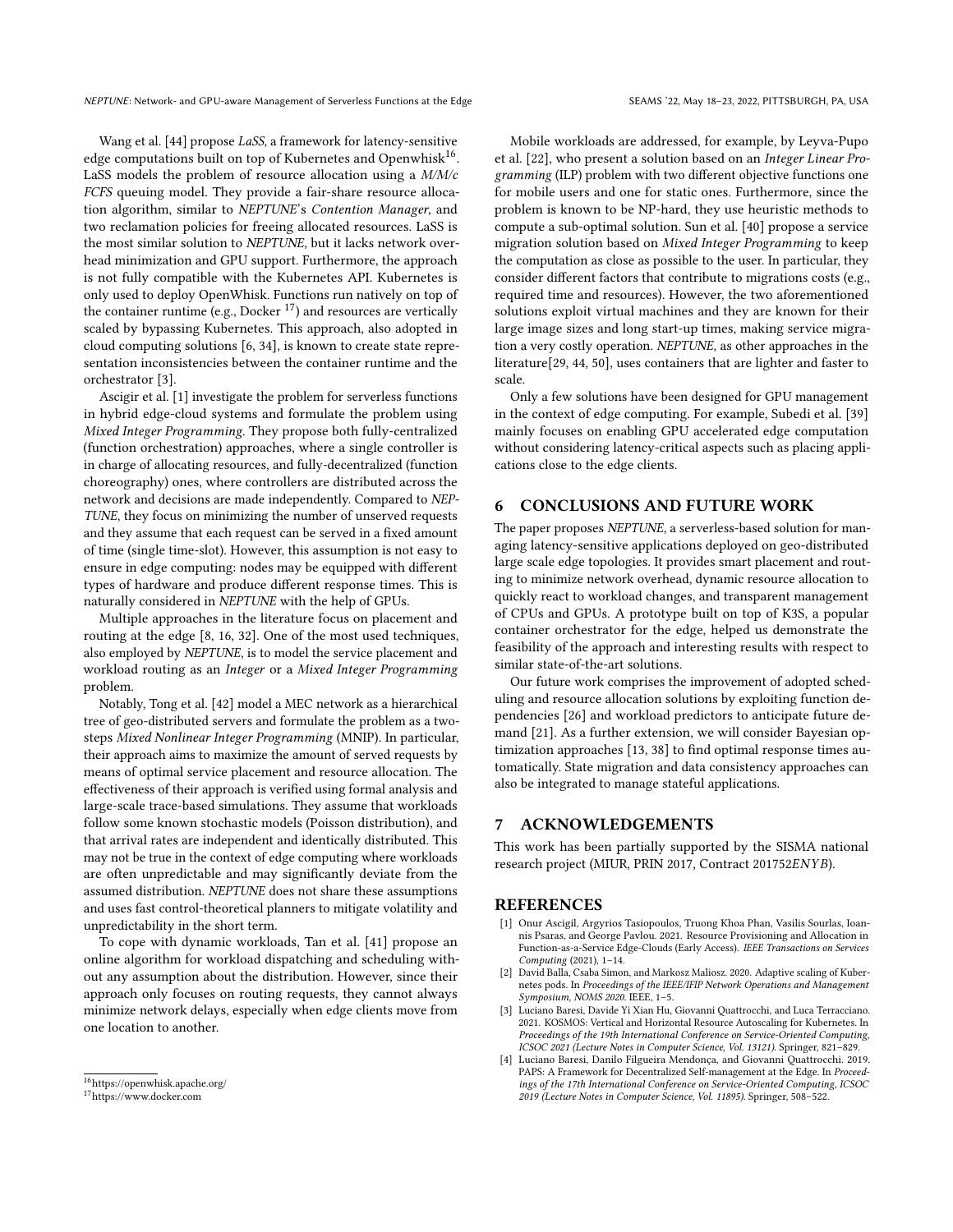Wang et al. [44] propose *LaSS*, a framework for latency-sensitive edge computations built on top of Kubernetes and Openwhisk[16]. LaSS models the problem of resource allocation using a *M/M/c FCFS* queuing model. They provide a fair-share resource allocation algorithm, similar to *NEPTUNE*'s *Contention Manager*, and two reclamation policies for freeing allocated resources. LaSS is the most similar solution to *NEPTUNE*, but it lacks network overhead minimization and GPU support. Furthermore, the approach is not fully compatible with the Kubernetes API. Kubernetes is only used to deploy OpenWhisk. Functions run natively on top of the container runtime (e.g., Docker [17]) and resources are vertically scaled by bypassing Kubernetes. This approach, also adopted in cloud computing solutions [6, 34], is known to create state representation inconsistencies between the container runtime and the orchestrator [3].

Ascigir et al. [1] investigate the problem for serverless functions in hybrid edge-cloud systems and formulate the problem using *Mixed Integer Programming*. They propose both fully-centralized (function orchestration) approaches, where a single controller is in charge of allocating resources, and fully-decentralized (function choreography) ones, where controllers are distributed across the network and decisions are made independently. Compared to *NEPTUNE*, they focus on minimizing the number of unserved requests and they assume that each request can be served in a fixed amount of time (single time-slot). However, this assumption is not easy to ensure in edge computing: nodes may be equipped with different types of hardware and produce different response times. This is naturally considered in *NEPTUNE* with the help of GPUs.

Multiple approaches in the literature focus on placement and routing at the edge [8, 16, 32]. One of the most used techniques, also employed by *NEPTUNE*, is to model the service placement and workload routing as an *Integer* or a *Mixed Integer Programming* problem.

Notably, Tong et al. [42] model a MEC network as a hierarchical tree of geo-distributed servers and formulate the problem as a two-steps *Mixed Nonlinear Integer Programming* (MNIP). In particular, their approach aims to maximize the amount of served requests by means of optimal service placement and resource allocation. The effectiveness of their approach is verified using formal analysis and large-scale trace-based simulations. They assume that workloads follow some known stochastic models (Poisson distribution), and that arrival rates are independent and identically distributed. This may not be true in the context of edge computing where workloads are often unpredictable and may significantly deviate from the assumed distribution. *NEPTUNE* does not share these assumptions and uses fast control-theoretical planners to mitigate volatility and unpredictability in the short term.

To cope with dynamic workloads, Tan et al. [41] propose an online algorithm for workload dispatching and scheduling without any assumption about the distribution. However, since their approach only focuses on routing requests, they cannot always minimize network delays, especially when edge clients move from one location to another.

[16] https://openwhisk.apache.org/

[17] https://www.docker.com

Mobile workloads are addressed, for example, by Leyva-Pupo et al. [22], who present a solution based on an *Integer Linear Programming* (ILP) problem with two different objective functions one for mobile users and one for static ones. Furthermore, since the problem is known to be NP-hard, they use heuristic methods to compute a sub-optimal solution. Sun et al. [40] propose a service migration solution based on *Mixed Integer Programming* to keep the computation as close as possible to the user. In particular, they consider different factors that contribute to migrations costs (e.g., required time and resources). However, the two aforementioned solutions exploit virtual machines and they are known for their large image sizes and long start-up times, making service migration a very costly operation. *NEPTUNE*, as other approaches in the literature[29, 44, 50], uses containers that are lighter and faster to scale.

Only a few solutions have been designed for GPU management in the context of edge computing. For example, Subedi et al. [39] mainly focuses on enabling GPU accelerated edge computation without considering latency-critical aspects such as placing applications close to the edge clients.

## 6 CONCLUSIONS AND FUTURE WORK

The paper proposes *NEPTUNE*, a serverless-based solution for managing latency-sensitive applications deployed on geo-distributed large scale edge topologies. It provides smart placement and routing to minimize network overhead, dynamic resource allocation to quickly react to workload changes, and transparent management of CPUs and GPUs. A prototype built on top of K3S, a popular container orchestrator for the edge, helped us demonstrate the feasibility of the approach and interesting results with respect to similar state-of-the-art solutions.

Our future work comprises the improvement of adopted scheduling and resource allocation solutions by exploiting function dependencies [26] and workload predictors to anticipate future demand [21]. As a further extension, we will consider Bayesian optimization approaches [13, 38] to find optimal response times automatically. State migration and data consistency approaches can also be integrated to manage stateful applications.

## 7 ACKNOWLEDGEMENTS

This work has been partially supported by the SISMA national research project (MIUR, PRIN 2017, Contract 201752*ENYB*).

## REFERENCES

- [1] Onur Ascigil, Argyrios Tasiopoulos, Truong Khoa Phan, Vasilis Sourlas, Ioannis Psaras, and George Pavlou. 2021. Resource Provisioning and Allocation in Function-as-a-Service Edge-Clouds (Early Access). *IEEE Transactions on Services Computing* (2021), 1–14.
- [2] David Balla, Csaba Simon, and Markosz Maliosz. 2020. Adaptive scaling of Kubernetes pods. In *Proceedings of the IEEE/IFIP Network Operations and Management Symposium, NOMS 2020*. IEEE, 1–5.
- [3] Luciano Baresi, Davide Yi Xian Hu, Giovanni Quattrocchi, and Luca Terracciano. 2021. KOSMOS: Vertical and Horizontal Resource Autoscaling for Kubernetes. In *Proceedings of the 19th International Conference on Service-Oriented Computing, ICSOC 2021 (Lecture Notes in Computer Science, Vol. 13121)*. Springer, 821–829.
- [4] Luciano Baresi, Danilo Filgueira Mendonça, and Giovanni Quattrocchi. 2019. PAPS: A Framework for Decentralized Self-management at the Edge. In *Proceedings of the 17th International Conference on Service-Oriented Computing, ICSOC 2019 (Lecture Notes in Computer Science, Vol. 11895)*. Springer, 508–522.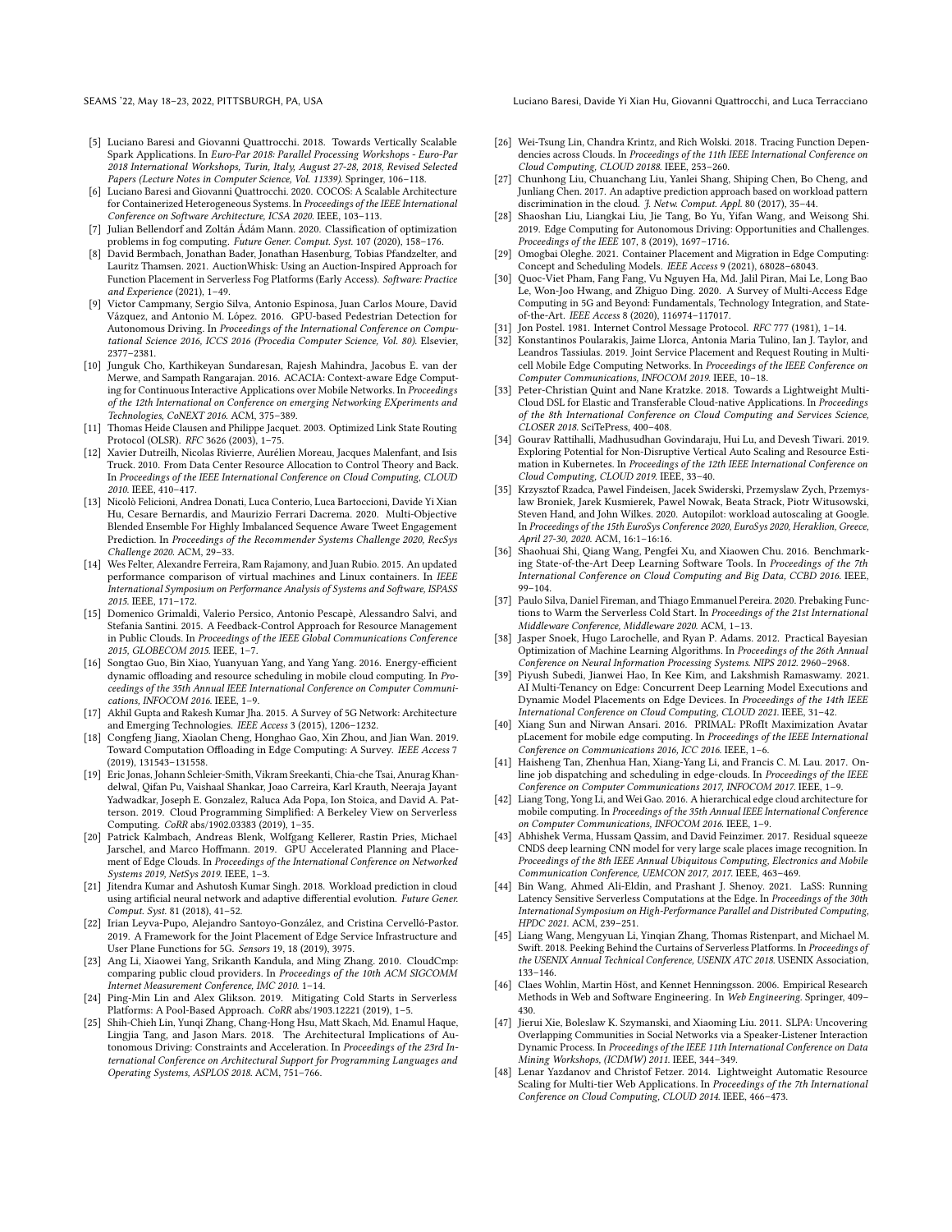- [5] Luciano Baresi and Giovanni Quattrocchi. 2018. Towards Vertically Scalable Spark Applications. In *Euro-Par 2018: Parallel Processing Workshops - Euro-Par 2018 International Workshops, Turin, Italy, August 27-28, 2018, Revised Selected Papers (Lecture Notes in Computer Science, Vol. 11339)*. Springer, 106–118.
- [6] Luciano Baresi and Giovanni Quattrocchi. 2020. COCOS: A Scalable Architecture for Containerized Heterogeneous Systems. In *Proceedings of the IEEE International Conference on Software Architecture, ICSA 2020*. IEEE, 103–113.
- [7] Julian Bellendorf and Zoltán Ádám Mann. 2020. Classification of optimization problems in fog computing. *Future Gener. Comput. Syst.* 107 (2020), 158–176.
- [8] David Bermbach, Jonathan Bader, Jonathan Hasenburg, Tobias Pfandzelter, and Lauritz Thamsen. 2021. AuctionWhisk: Using an Auction-Inspired Approach for Function Placement in Serverless Fog Platforms (Early Access). *Software: Practice and Experience* (2021), 1–49.
- [9] Victor Campmany, Sergio Silva, Antonio Espinosa, Juan Carlos Moure, David Vázquez, and Antonio M. López. 2016. GPU-based Pedestrian Detection for Autonomous Driving. In *Proceedings of the International Conference on Computational Science 2016, ICCS 2016 (Procedia Computer Science, Vol. 80)*. Elsevier, 2377–2381.
- [10] Junguk Cho, Karthikeyan Sundaresan, Rajesh Mahindra, Jacobus E. van der Merwe, and Sampath Rangarajan. 2016. ACACIA: Context-aware Edge Computing for Continuous Interactive Applications over Mobile Networks. In *Proceedings of the 12th International on Conference on emerging Networking EXperiments and Technologies, CoNEXT 2016*. ACM, 375–389.
- [11] Thomas Heide Clausen and Philippe Jacquet. 2003. Optimized Link State Routing Protocol (OLSR). *RFC* 3626 (2003), 1–75.
- [12] Xavier Dutreilh, Nicolas Rivierre, Aurélien Moreau, Jacques Malenfant, and Isis Truck. 2010. From Data Center Resource Allocation to Control Theory and Back. In *Proceedings of the IEEE International Conference on Cloud Computing, CLOUD 2010*. IEEE, 410–417.
- [13] Nicolò Felicioni, Andrea Donati, Luca Conterio, Luca Bartoccioni, Davide Yi Xian Hu, Cesare Bernardis, and Maurizio Ferrari Dacrema. 2020. Multi-Objective Blended Ensemble For Highly Imbalanced Sequence Aware Tweet Engagement Prediction. In *Proceedings of the Recommender Systems Challenge 2020, RecSys Challenge 2020*. ACM, 29–33.
- [14] Wes Felter, Alexandre Ferreira, Ram Rajamony, and Juan Rubio. 2015. An updated performance comparison of virtual machines and Linux containers. In *IEEE International Symposium on Performance Analysis of Systems and Software, ISPASS 2015*. IEEE, 171–172.
- [15] Domenico Grimaldi, Valerio Persico, Antonio Pescapè, Alessandro Salvi, and Stefania Santini. 2015. A Feedback-Control Approach for Resource Management in Public Clouds. In *Proceedings of the IEEE Global Communications Conference 2015, GLOBECOM 2015*. IEEE, 1–7.
- [16] Songtao Guo, Bin Xiao, Yuanyuan Yang, and Yang Yang. 2016. Energy-efficient dynamic offloading and resource scheduling in mobile cloud computing. In *Proceedings of the 35th Annual IEEE International Conference on Computer Communications, INFOCOM 2016*. IEEE, 1–9.
- [17] Akhil Gupta and Rakesh Kumar Jha. 2015. A Survey of 5G Network: Architecture and Emerging Technologies. *IEEE Access* 3 (2015), 1206–1232.
- [18] Congfeng Jiang, Xiaolan Cheng, Honghao Gao, Xin Zhou, and Jian Wan. 2019. Toward Computation Offloading in Edge Computing: A Survey. *IEEE Access* 7 (2019), 131543–131558.
- [19] Eric Jonas, Johann Schleier-Smith, Vikram Sreekanti, Chia-che Tsai, Anurag Khandelwal, Qifan Pu, Vaishaal Shankar, Joao Carreira, Karl Krauth, Neeraja Jayant Yadwadkar, Joseph E. Gonzalez, Raluca Ada Popa, Ion Stoica, and David A. Patterson. 2019. Cloud Programming Simplified: A Berkeley View on Serverless Computing. *CoRR* abs/1902.03383 (2019), 1–35.
- [20] Patrick Kalmbach, Andreas Blenk, Wolfgang Kellerer, Rastin Pries, Michael Jarschel, and Marco Hoffmann. 2019. GPU Accelerated Planning and Placement of Edge Clouds. In *Proceedings of the International Conference on Networked Systems 2019, NetSys 2019*. IEEE, 1–3.
- [21] Jitendra Kumar and Ashutosh Kumar Singh. 2018. Workload prediction in cloud using artificial neural network and adaptive differential evolution. *Future Gener. Comput. Syst.* 81 (2018), 41–52.
- [22] Irian Leyva-Pupo, Alejandro Santoyo-González, and Cristina Cervelló-Pastor. 2019. A Framework for the Joint Placement of Edge Service Infrastructure and User Plane Functions for 5G. *Sensors* 19, 18 (2019), 3975.
- [23] Ang Li, Xiaowei Yang, Srikanth Kandula, and Ming Zhang. 2010. CloudCmp: comparing public cloud providers. In *Proceedings of the 10th ACM SIGCOMM Internet Measurement Conference, IMC 2010*. 1–14.
- [24] Ping-Min Lin and Alex Glikson. 2019. Mitigating Cold Starts in Serverless Platforms: A Pool-Based Approach. *CoRR* abs/1903.12221 (2019), 1–5.
- [25] Shih-Chieh Lin, Yunqi Zhang, Chang-Hong Hsu, Matt Skach, Md. Enamul Haque, Lingjia Tang, and Jason Mars. 2018. The Architectural Implications of Autonomous Driving: Constraints and Acceleration. In *Proceedings of the 23rd International Conference on Architectural Support for Programming Languages and Operating Systems, ASPLOS 2018*. ACM, 751–766.
- [26] Wei-Tsung Lin, Chandra Krintz, and Rich Wolski. 2018. Tracing Function Dependencies across Clouds. In *Proceedings of the 11th IEEE International Conference on Cloud Computing, CLOUD 20188*. IEEE, 253–260.
- [27] Chunhong Liu, Chuanchang Liu, Yanlei Shang, Shiping Chen, Bo Cheng, and Junliang Chen. 2017. An adaptive prediction approach based on workload pattern discrimination in the cloud. *J. Netw. Comput. Appl.* 80 (2017), 35–44.
- [28] Shaoshan Liu, Liangkai Liu, Jie Tang, Bo Yu, Yifan Wang, and Weisong Shi. 2019. Edge Computing for Autonomous Driving: Opportunities and Challenges. *Proceedings of the IEEE* 107, 8 (2019), 1697–1716.
- [29] Omogbai Oleghe. 2021. Container Placement and Migration in Edge Computing: Concept and Scheduling Models. *IEEE Access* 9 (2021), 68028–68043.
- [30] Quoc-Viet Pham, Fang Fang, Vu Nguyen Ha, Md. Jalil Piran, Mai Le, Long Bao Le, Won-Joo Hwang, and Zhiguo Ding. 2020. A Survey of Multi-Access Edge Computing in 5G and Beyond: Fundamentals, Technology Integration, and State-of-the-Art. *IEEE Access* 8 (2020), 116974–117017.
- [31] Jon Postel. 1981. Internet Control Message Protocol. *RFC* 777 (1981), 1–14.
- [32] Konstantinos Poularakis, Jaime Llorca, Antonia Maria Tulino, Ian J. Taylor, and Leandros Tassiulas. 2019. Joint Service Placement and Request Routing in Multi-cell Mobile Edge Computing Networks. In *Proceedings of the IEEE Conference on Computer Communications, INFOCOM 2019*. IEEE, 10–18.
- [33] Peter-Christian Quint and Nane Kratzke. 2018. Towards a Lightweight Multi-Cloud DSL for Elastic and Transferable Cloud-native Applications. In *Proceedings of the 8th International Conference on Cloud Computing and Services Science, CLOSER 2018*. SciTePress, 400–408.
- [34] Gourav Rattihalli, Madhusudhan Govindaraju, Hui Lu, and Devesh Tiwari. 2019. Exploring Potential for Non-Disruptive Vertical Auto Scaling and Resource Estimation in Kubernetes. In *Proceedings of the 12th IEEE International Conference on Cloud Computing, CLOUD 2019*. IEEE, 33–40.
- [35] Krzysztof Rzadca, Pawel Findeisen, Jacek Swiderski, Przemyslaw Zych, Przemyslaw Broniek, Jarek Kusmierek, Pawel Nowak, Beata Strack, Piotr Witusowski, Steven Hand, and John Wilkes. 2020. Autopilot: workload autoscaling at Google. In *Proceedings of the 15th EuroSys Conference 2020, EuroSys 2020, Heraklion, Greece, April 27-30, 2020*. ACM, 16:1–16:16.
- [36] Shaohuai Shi, Qiang Wang, Pengfei Xu, and Xiaowen Chu. 2016. Benchmarking State-of-the-Art Deep Learning Software Tools. In *Proceedings of the 7th International Conference on Cloud Computing and Big Data, CCBD 2016*. IEEE, 99–104.
- [37] Paulo Silva, Daniel Fireman, and Thiago Emmanuel Pereira. 2020. Prebaking Functions to Warm the Serverless Cold Start. In *Proceedings of the 21st International Middleware Conference, Middleware 2020*. ACM, 1–13.
- [38] Jasper Snoek, Hugo Larochelle, and Ryan P. Adams. 2012. Practical Bayesian Optimization of Machine Learning Algorithms. In *Proceedings of the 26th Annual Conference on Neural Information Processing Systems. NIPS 2012*. 2960–2968.
- [39] Piyush Subedi, Jianwei Hao, In Kee Kim, and Lakshmish Ramaswamy. 2021. AI Multi-Tenancy on Edge: Concurrent Deep Learning Model Executions and Dynamic Model Placements on Edge Devices. In *Proceedings of the 14th IEEE International Conference on Cloud Computing, CLOUD 2021*. IEEE, 31–42.
- [40] Xiang Sun and Nirwan Ansari. 2016. PRIMAL: PRofIt Maximization Avatar pLacement for mobile edge computing. In *Proceedings of the IEEE International Conference on Communications 2016, ICC 2016*. IEEE, 1–6.
- [41] Haisheng Tan, Zhenhua Han, Xiang-Yang Li, and Francis C. M. Lau. 2017. Online job dispatching and scheduling in edge-clouds. In *Proceedings of the IEEE Conference on Computer Communications 2017, INFOCOM 2017*. IEEE, 1–9.
- [42] Liang Tong, Yong Li, and Wei Gao. 2016. A hierarchical edge cloud architecture for mobile computing. In *Proceedings of the 35th Annual IEEE International Conference on Computer Communications, INFOCOM 2016*. IEEE, 1–9.
- [43] Abhishek Verma, Hussam Qassim, and David Feinzimer. 2017. Residual squeeze CNDS deep learning CNN model for very large scale places image recognition. In *Proceedings of the 8th IEEE Annual Ubiquitous Computing, Electronics and Mobile Communication Conference, UEMCON 2017, 2017*. IEEE, 463–469.
- [44] Bin Wang, Ahmed Ali-Eldin, and Prashant J. Shenoy. 2021. LaSS: Running Latency Sensitive Serverless Computations at the Edge. In *Proceedings of the 30th International Symposium on High-Performance Parallel and Distributed Computing, HPDC 2021*. ACM, 239–251.
- [45] Liang Wang, Mengyuan Li, Yinqian Zhang, Thomas Ristenpart, and Michael M. Swift. 2018. Peeking Behind the Curtains of Serverless Platforms. In *Proceedings of the USENIX Annual Technical Conference, USENIX ATC 2018*. USENIX Association, 133–146.
- [46] Claes Wohlin, Martin Höst, and Kennet Henningsson. 2006. Empirical Research Methods in Web and Software Engineering. In *Web Engineering*. Springer, 409–430.
- [47] Jierui Xie, Boleslaw K. Szymanski, and Xiaoming Liu. 2011. SLPA: Uncovering Overlapping Communities in Social Networks via a Speaker-Listener Interaction Dynamic Process. In *Proceedings of the IEEE 11th International Conference on Data Mining Workshops, (ICDMW) 2011*. IEEE, 344–349.
- [48] Lenar Yazdanov and Christof Fetzer. 2014. Lightweight Automatic Resource Scaling for Multi-tier Web Applications. In *Proceedings of the 7th International Conference on Cloud Computing, CLOUD 2014*. IEEE, 466–473.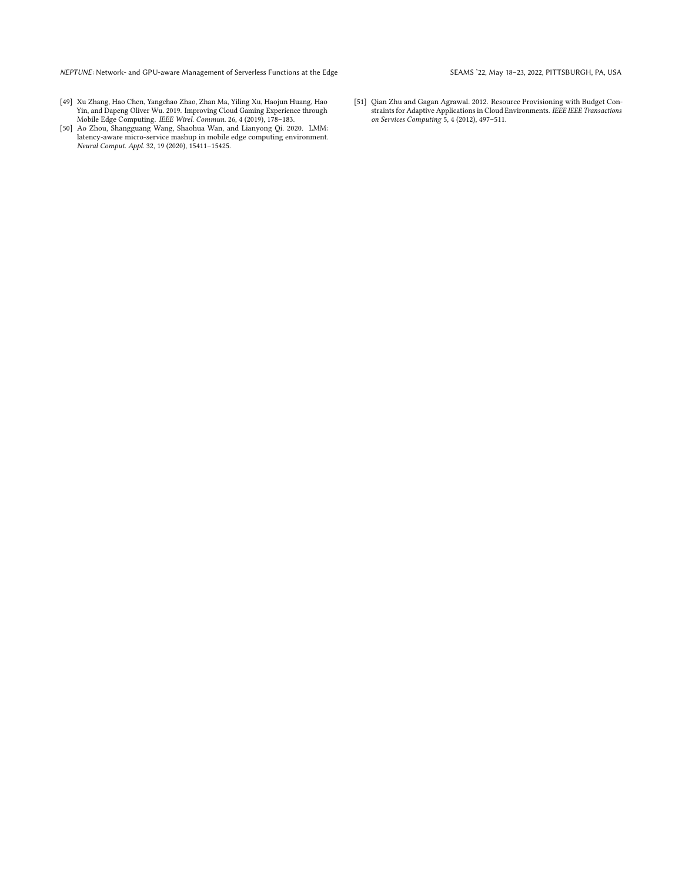[49] Xu Zhang, Hao Chen, Yangchao Zhao, Zhan Ma, Yiling Xu, Haojun Huang, Hao Yin, and Dapeng Oliver Wu. 2019. Improving Cloud Gaming Experience through Mobile Edge Computing. *IEEE Wirel. Commun.* 26, 4 (2019), 178–183.

[50] Ao Zhou, Shangguang Wang, Shaohua Wan, and Lianyong Qi. 2020. LMM: latency-aware micro-service mashup in mobile edge computing environment. *Neural Comput. Appl.* 32, 19 (2020), 15411–15425.

[51] Qian Zhu and Gagan Agrawal. 2012. Resource Provisioning with Budget Constraints for Adaptive Applications in Cloud Environments. *IEEE IEEE Transactions on Services Computing* 5, 4 (2012), 497–511.